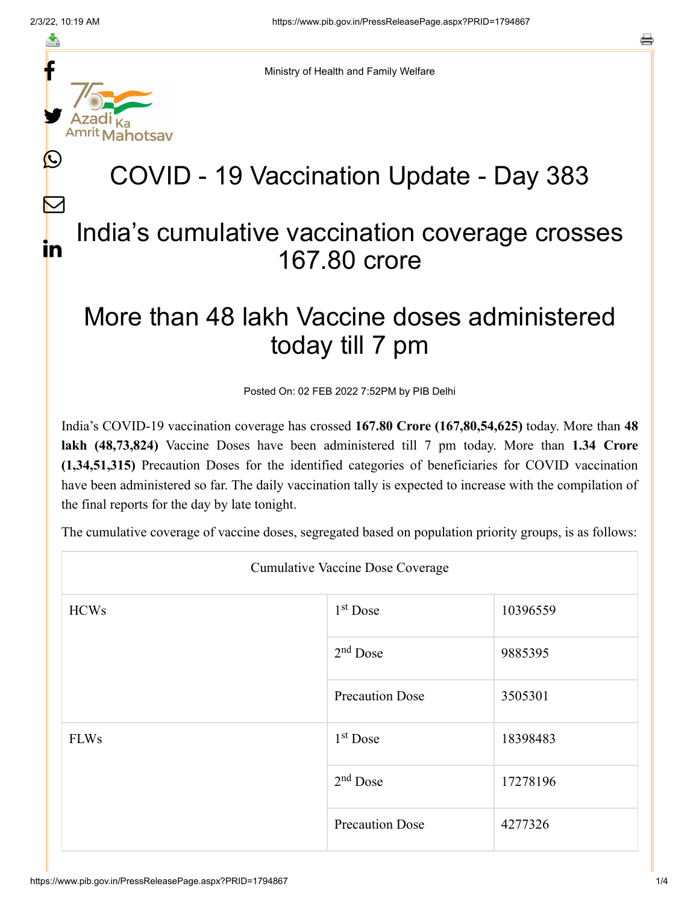Ministry of Health and Family Welfare

# COVID - 19 Vaccination Update - Day 383

## India's cumulative vaccination coverage crosses 167.80 crore

## More than 48 lakh Vaccine doses administered today till 7 pm

Posted On: 02 FEB 2022 7:52PM by PIB Delhi

India's COVID-19 vaccination coverage has crossed **167.80 Crore (167,80,54,625)** today. More than **48 lakh (48,73,824)** Vaccine Doses have been administered till 7 pm today. More than **1.34 Crore (1,34,51,315)** Precaution Doses for the identified categories of beneficiaries for COVID vaccination have been administered so far. The daily vaccination tally is expected to increase with the compilation of the final reports for the day by late tonight.

The cumulative coverage of vaccine doses, segregated based on population priority groups, is as follows:

| Cumulative Vaccine Dose Coverage | | |
|---|---|---|
| HCWs | 1st Dose | 10396559 |
| | 2nd Dose | 9885395 |
| | Precaution Dose | 3505301 |
| FLWs | 1st Dose | 18398483 |
| | 2nd Dose | 17278196 |
| | Precaution Dose | 4277326 |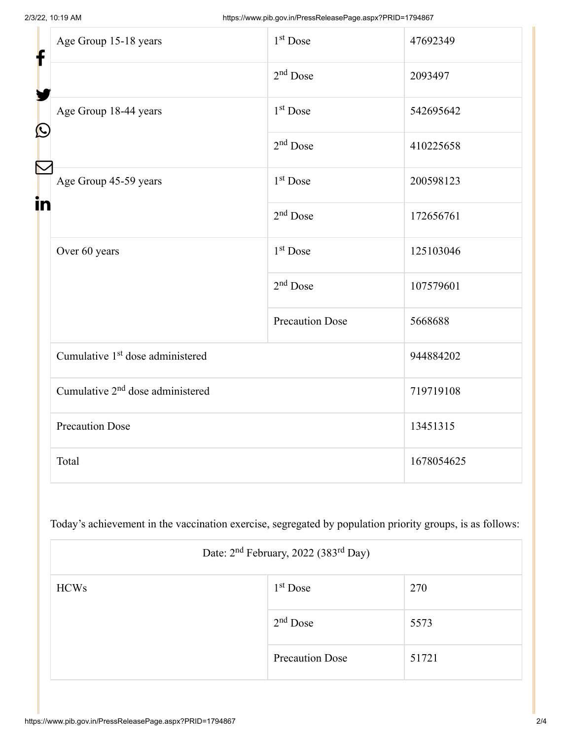| Age Group 15-18 years | 1st Dose | 47692349 |
|---|---|---|
| | 2nd Dose | 2093497 |
| Age Group 18-44 years | 1st Dose | 542695642 |
| | 2nd Dose | 410225658 |
| Age Group 45-59 years | 1st Dose | 200598123 |
| | 2nd Dose | 172656761 |
| Over 60 years | 1st Dose | 125103046 |
| | 2nd Dose | 107579601 |
| | Precaution Dose | 5668688 |
| Cumulative 1st dose administered | | 944884202 |
| Cumulative 2nd dose administered | | 719719108 |
| Precaution Dose | | 13451315 |
| Total | | 1678054625 |

Today's achievement in the vaccination exercise, segregated by population priority groups, is as follows:

| Date: 2nd February, 2022 (383rd Day) | | |
|---|---|---|
| HCWs | 1st Dose | 270 |
| | 2nd Dose | 5573 |
| | Precaution Dose | 51721 |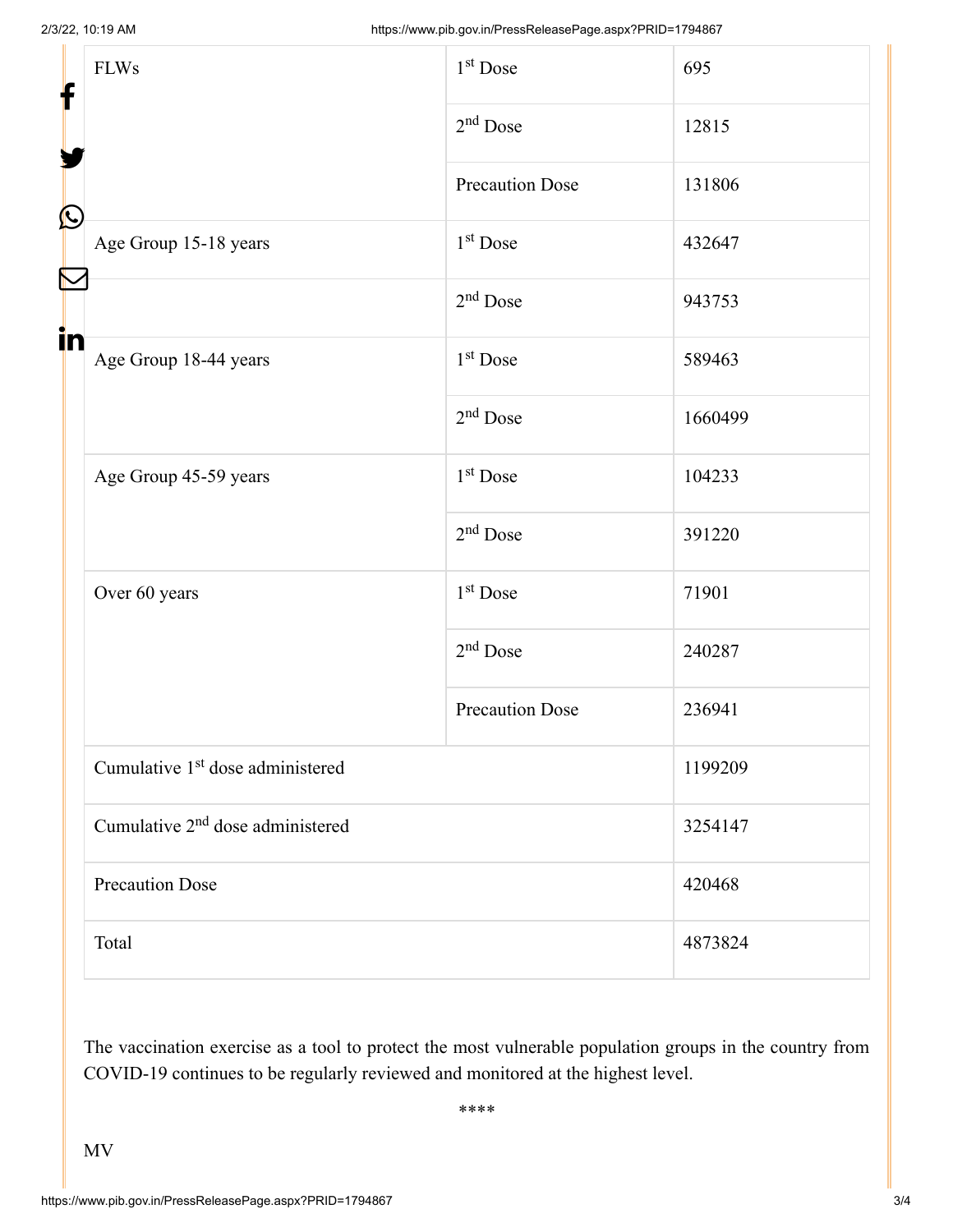| FLWs | 1st Dose | 695 |
| --- | --- | --- |
| | 2nd Dose | 12815 |
| | Precaution Dose | 131806 |
| Age Group 15-18 years | 1st Dose | 432647 |
| | 2nd Dose | 943753 |
| Age Group 18-44 years | 1st Dose | 589463 |
| | 2nd Dose | 1660499 |
| Age Group 45-59 years | 1st Dose | 104233 |
| | 2nd Dose | 391220 |
| Over 60 years | 1st Dose | 71901 |
| | 2nd Dose | 240287 |
| | Precaution Dose | 236941 |
| Cumulative 1st dose administered | | 1199209 |
| Cumulative 2nd dose administered | | 3254147 |
| Precaution Dose | | 420468 |
| Total | | 4873824 |

The vaccination exercise as a tool to protect the most vulnerable population groups in the country from COVID-19 continues to be regularly reviewed and monitored at the highest level.

****

MV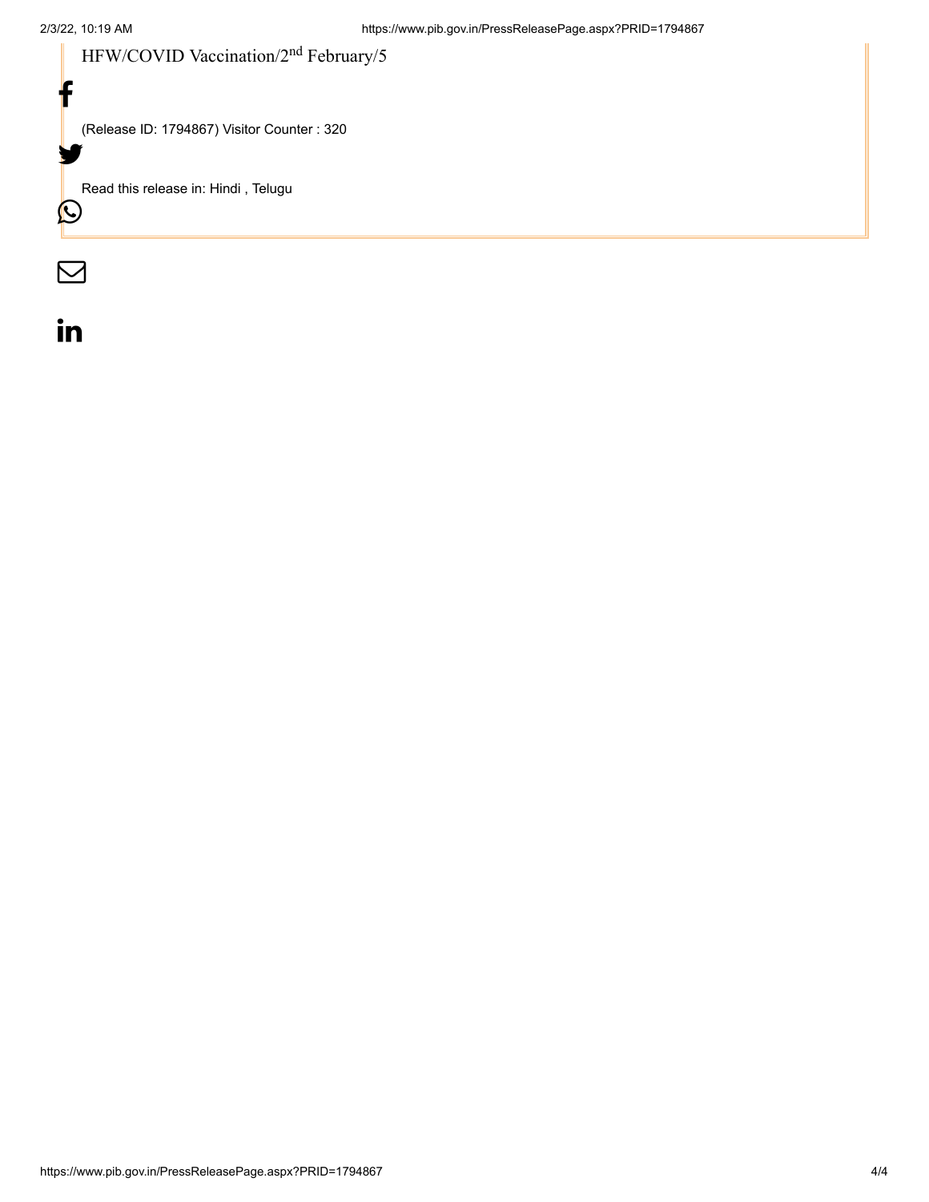HFW/COVID Vaccination/2nd February/5

(Release ID: 1794867) Visitor Counter : 320

Read this release in: Hindi , Telugu